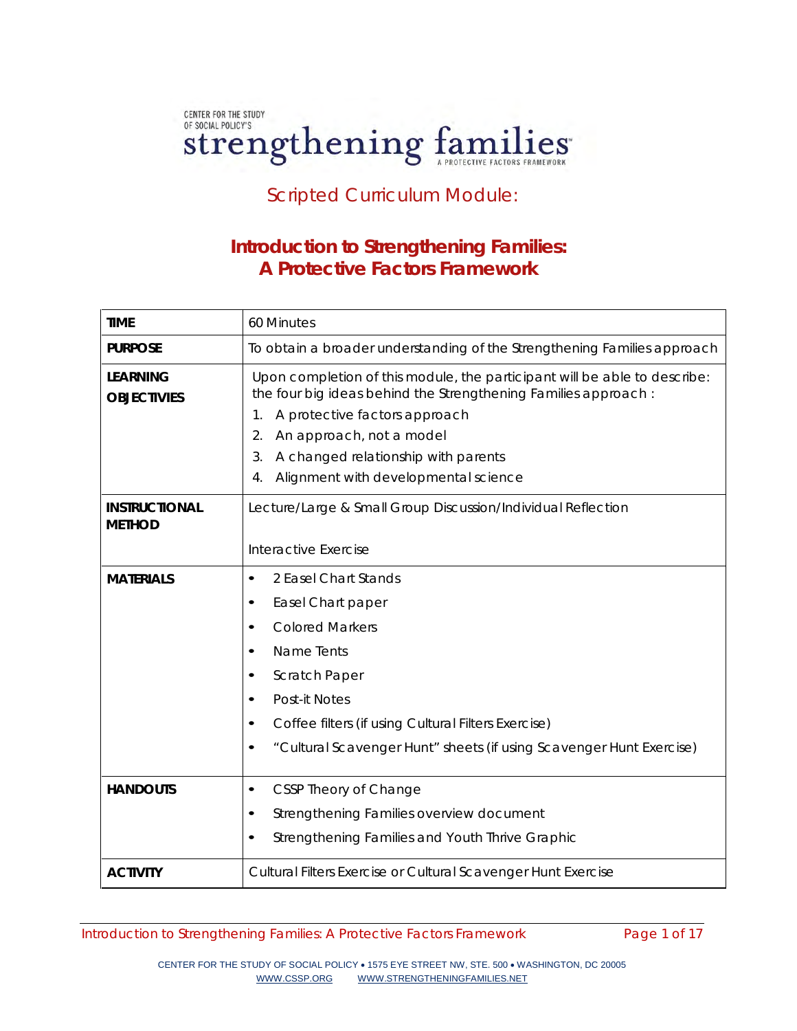CENTER FOR THE STUDY OF SOCIAL POLICY'S

strengthening families

A PROTECTIVE FACTORS FRAMEWORK

## Scripted Curriculum Module:

# Introduction to Strengthening Families: A Protective Factors Framework

| | |
|---|---|
| **TIME** | 60 Minutes |
| **PURPOSE** | To obtain a broader understanding of the Strengthening Families approach |
| **LEARNING OBJECTIVES** | Upon completion of this module, the participant will be able to describe: the four big ideas behind the Strengthening Families approach :<br>1. A protective factors approach<br>2. An approach, not a model<br>3. A changed relationship with parents<br>4. Alignment with developmental science |
| **INSTRUCTIONAL METHOD** | Lecture/Large & Small Group Discussion/Individual Reflection<br><br>Interactive Exercise |
| **MATERIALS** | • 2 Easel Chart Stands<br>• Easel Chart paper<br>• Colored Markers<br>• Name Tents<br>• Scratch Paper<br>• Post-it Notes<br>• Coffee filters (if using Cultural Filters Exercise)<br>• "Cultural Scavenger Hunt" sheets (if using Scavenger Hunt Exercise) |
| **HANDOUTS** | • CSSP Theory of Change<br>• Strengthening Families overview document<br>• Strengthening Families and Youth Thrive Graphic |
| **ACTIVITY** | Cultural Filters Exercise or Cultural Scavenger Hunt Exercise |

CENTER FOR THE STUDY OF SOCIAL POLICY • 1575 EYE STREET NW, STE. 500 • WASHINGTON, DC 20005
WWW.CSSP.ORG WWW.STRENGTHENINGFAMILIES.NET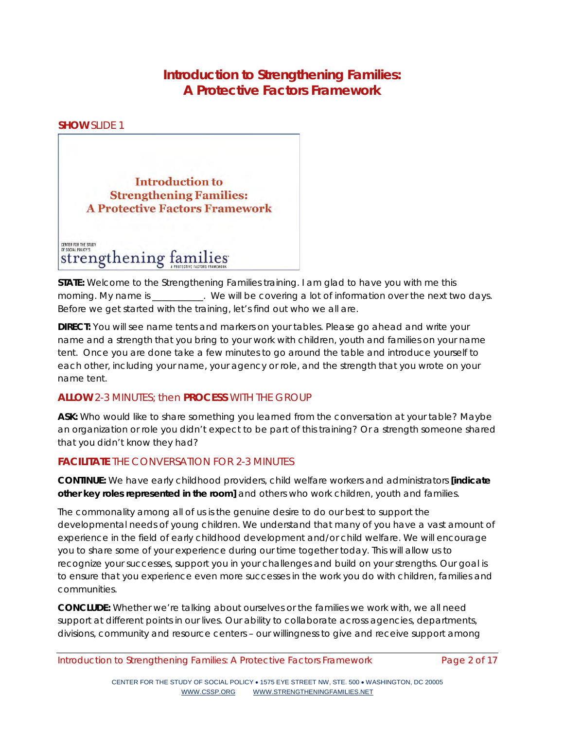# Introduction to Strengthening Families: A Protective Factors Framework

**SHOW** SLIDE 1

**STATE:** Welcome to the Strengthening Families training. I am glad to have you with me this morning. My name is __________. We will be covering a lot of information over the next two days. Before we get started with the training, let's find out who we all are.

**DIRECT:** You will see name tents and markers on your tables. Please go ahead and write your name and a strength that you bring to your work with children, youth and families on your name tent. Once you are done take a few minutes to go around the table and introduce yourself to each other, including your name, your agency or role, and the strength that you wrote on your name tent.

**ALLOW** 2-3 MINUTES; then **PROCESS** WITH THE GROUP

**ASK:** Who would like to share something you learned from the conversation at your table? Maybe an organization or role you didn't expect to be part of this training? Or a strength someone shared that you didn't know they had?

**FACILITATE** THE CONVERSATION FOR 2-3 MINUTES

**CONTINUE:** We have early childhood providers, child welfare workers and administrators **[indicate other key roles represented in the room]** and others who work children, youth and families.

The commonality among all of us is the genuine desire to do our best to support the developmental needs of young children. We understand that many of you have a vast amount of experience in the field of early childhood development and/or child welfare. We will encourage you to share some of your experience during our time together today. This will allow us to recognize your successes, support you in your challenges and build on your strengths. Our goal is to ensure that you experience even more successes in the work you do with children, families and communities.

**CONCLUDE:** Whether we're talking about ourselves or the families we work with, we all need support at different points in our lives. Our ability to collaborate across agencies, departments, divisions, community and resource centers – our willingness to give and receive support among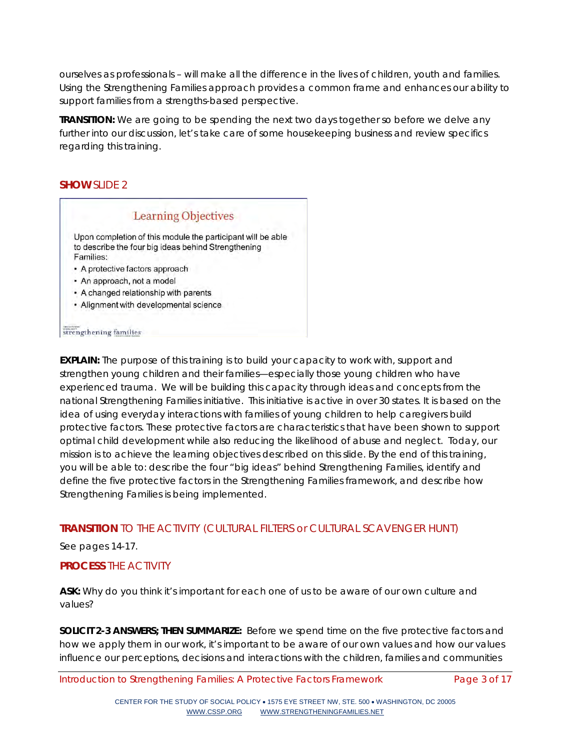ourselves as professionals – will make all the difference in the lives of children, youth and families. Using the Strengthening Families approach provides a common frame and enhances our ability to support families from a strengths-based perspective.

**TRANSITION:** We are going to be spending the next two days together so before we delve any further into our discussion, let's take care of some housekeeping business and review specifics regarding this training.

**SHOW** SLIDE 2

Learning Objectives

Upon completion of this module the participant will be able to describe the four big ideas behind Strengthening Families:

- A protective factors approach
- An approach, not a model
- A changed relationship with parents
- Alignment with developmental science

strengthening families

**EXPLAIN:** The purpose of this training is to build your capacity to work with, support and strengthen young children and their families—especially those young children who have experienced trauma. We will be building this capacity through ideas and concepts from the national Strengthening Families initiative. This initiative is active in over 30 states. It is based on the idea of using everyday interactions with families of young children to help caregivers build protective factors. These protective factors are characteristics that have been shown to support optimal child development while also reducing the likelihood of abuse and neglect. Today, our mission is to achieve the learning objectives described on this slide. By the end of this training, you will be able to: describe the four "big ideas" behind Strengthening Families, identify and define the five protective factors in the Strengthening Families framework, and describe how Strengthening Families is being implemented.

**TRANSITION** TO THE ACTIVITY (CULTURAL FILTERS or CULTURAL SCAVENGER HUNT)

See pages 14-17.

**PROCESS** THE ACTIVITY

**ASK:** Why do you think it's important for each one of us to be aware of our own culture and values?

**SOLICIT 2-3 ANSWERS; THEN SUMMARIZE:** Before we spend time on the five protective factors and how we apply them in our work, it's important to be aware of our own values and how our values influence our perceptions, decisions and interactions with the children, families and communities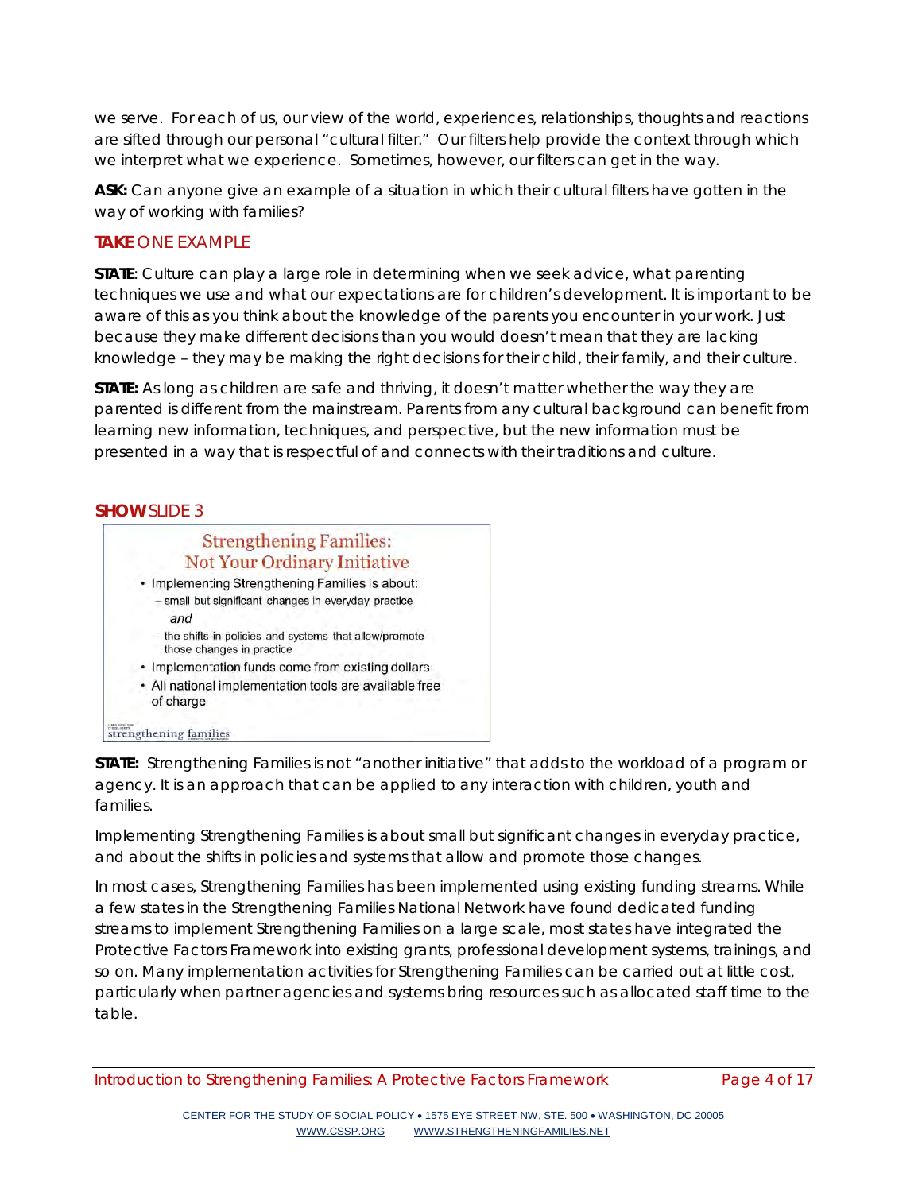we serve. For each of us, our view of the world, experiences, relationships, thoughts and reactions are sifted through our personal "cultural filter." Our filters help provide the context through which we interpret what we experience. Sometimes, however, our filters can get in the way.

**ASK:** Can anyone give an example of a situation in which their cultural filters have gotten in the way of working with families?

**TAKE** ONE EXAMPLE

**STATE**: Culture can play a large role in determining when we seek advice, what parenting techniques we use and what our expectations are for children's development. It is important to be aware of this as you think about the knowledge of the parents you encounter in your work. Just because they make different decisions than you would doesn't mean that they are lacking knowledge – they may be making the right decisions for their child, their family, and their culture.

**STATE:** As long as children are safe and thriving, it doesn't matter whether the way they are parented is different from the mainstream. Parents from any cultural background can benefit from learning new information, techniques, and perspective, but the new information must be presented in a way that is respectful of and connects with their traditions and culture.

**SHOW** SLIDE 3

### Strengthening Families: Not Your Ordinary Initiative

- Implementing Strengthening Families is about:
  - small but significant changes in everyday practice
    *and*
  - the shifts in policies and systems that allow/promote those changes in practice
- Implementation funds come from existing dollars
- All national implementation tools are available free of charge

strengthening families

**STATE:** Strengthening Families is not "another initiative" that adds to the workload of a program or agency. It is an approach that can be applied to any interaction with children, youth and families.

Implementing Strengthening Families is about small but significant changes in everyday practice, and about the shifts in policies and systems that allow and promote those changes.

In most cases, Strengthening Families has been implemented using existing funding streams. While a few states in the Strengthening Families National Network have found dedicated funding streams to implement Strengthening Families on a large scale, most states have integrated the Protective Factors Framework into existing grants, professional development systems, trainings, and so on. Many implementation activities for Strengthening Families can be carried out at little cost, particularly when partner agencies and systems bring resources such as allocated staff time to the table.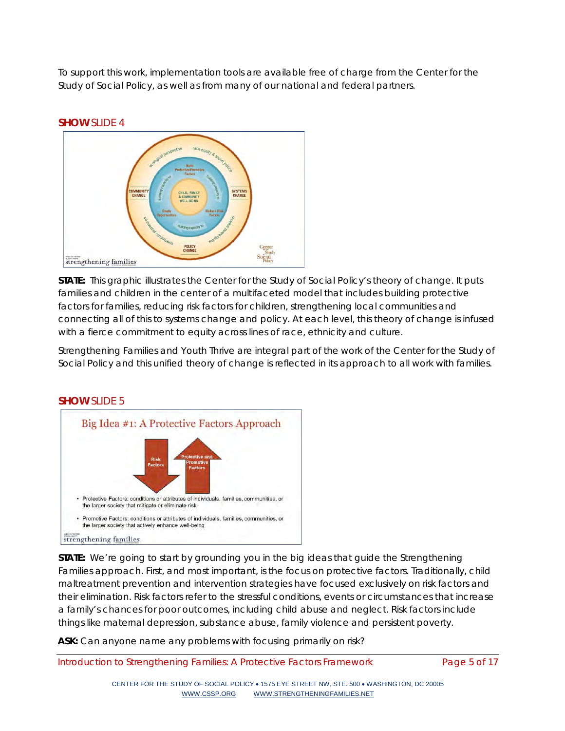To support this work, implementation tools are available free of charge from the Center for the Study of Social Policy, as well as from many of our national and federal partners.

**SHOW** SLIDE 4

**STATE:** This graphic illustrates the Center for the Study of Social Policy's theory of change. It puts families and children in the center of a multifaceted model that includes building protective factors for families, reducing risk factors for children, strengthening local communities and connecting all of this to systems change and policy. At each level, this theory of change is infused with a fierce commitment to equity across lines of race, ethnicity and culture.

Strengthening Families and Youth Thrive are integral part of the work of the Center for the Study of Social Policy and this unified theory of change is reflected in its approach to all work with families.

**SHOW** SLIDE 5

**STATE:** We're going to start by grounding you in the big ideas that guide the Strengthening Families approach. First, and most important, is the focus on protective factors. Traditionally, child maltreatment prevention and intervention strategies have focused exclusively on risk factors and their elimination. Risk factors refer to the stressful conditions, events or circumstances that increase a family's chances for poor outcomes, including child abuse and neglect. Risk factors include things like maternal depression, substance abuse, family violence and persistent poverty.

**ASK:** Can anyone name any problems with focusing primarily on risk?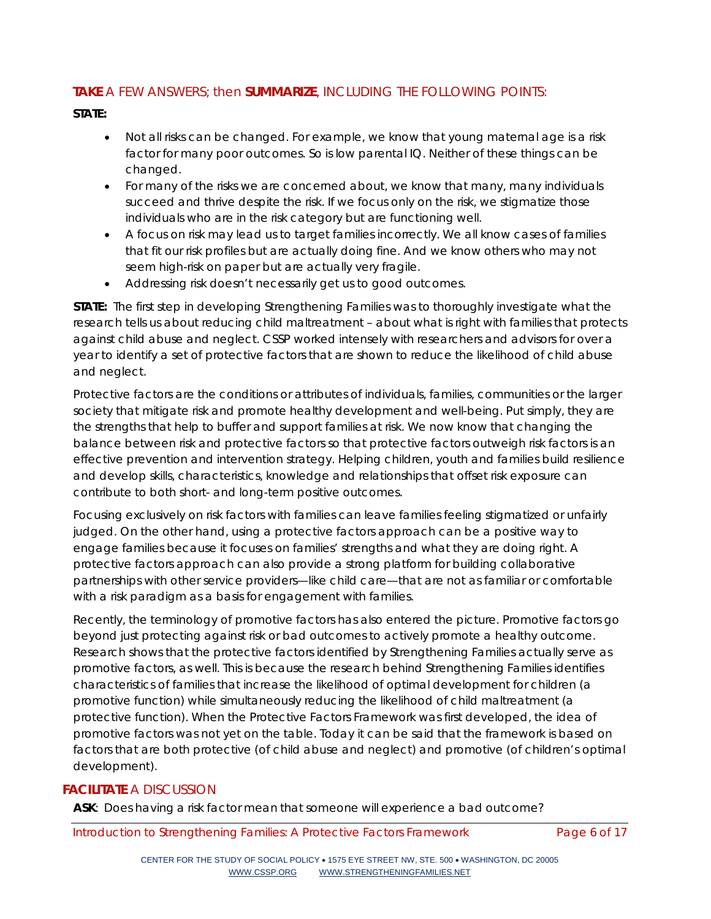**TAKE** A FEW ANSWERS; then **SUMMARIZE**, INCLUDING THE FOLLOWING POINTS:

**STATE:**

- Not all risks can be changed. For example, we know that young maternal age is a risk factor for many poor outcomes. So is low parental IQ. Neither of these things can be changed.
- For many of the risks we are concerned about, we know that many, many individuals succeed and thrive despite the risk. If we focus only on the risk, we stigmatize those individuals who are in the risk category but are functioning well.
- A focus on risk may lead us to target families incorrectly. We all know cases of families that fit our risk profiles but are actually doing fine. And we know others who may not seem high-risk on paper but are actually very fragile.
- Addressing risk doesn't necessarily get us to good outcomes.

**STATE:** The first step in developing Strengthening Families was to thoroughly investigate what the research tells us about reducing child maltreatment – about what is right with families that protects against child abuse and neglect. CSSP worked intensely with researchers and advisors for over a year to identify a set of protective factors that are shown to reduce the likelihood of child abuse and neglect.

Protective factors are the conditions or attributes of individuals, families, communities or the larger society that mitigate risk and promote healthy development and well-being. Put simply, they are the strengths that help to buffer and support families at risk. We now know that changing the balance between risk and protective factors so that protective factors outweigh risk factors is an effective prevention and intervention strategy. Helping children, youth and families build resilience and develop skills, characteristics, knowledge and relationships that offset risk exposure can contribute to both short- and long-term positive outcomes.

Focusing exclusively on risk factors with families can leave families feeling stigmatized or unfairly judged. On the other hand, using a protective factors approach can be a positive way to engage families because it focuses on families' strengths and what they are doing right. A protective factors approach can also provide a strong platform for building collaborative partnerships with other service providers—like child care—that are not as familiar or comfortable with a risk paradigm as a basis for engagement with families.

Recently, the terminology of promotive factors has also entered the picture. Promotive factors go beyond just protecting against risk or bad outcomes to actively promote a healthy outcome. Research shows that the protective factors identified by Strengthening Families actually serve as promotive factors, as well. This is because the research behind Strengthening Families identifies characteristics of families that increase the likelihood of optimal development for children (a promotive function) while simultaneously reducing the likelihood of child maltreatment (a protective function). When the Protective Factors Framework was first developed, the idea of promotive factors was not yet on the table. Today it can be said that the framework is based on factors that are both protective (of child abuse and neglect) and promotive (of children's optimal development).

**FACILITATE** A DISCUSSION

**ASK**: Does having a risk factor mean that someone will experience a bad outcome?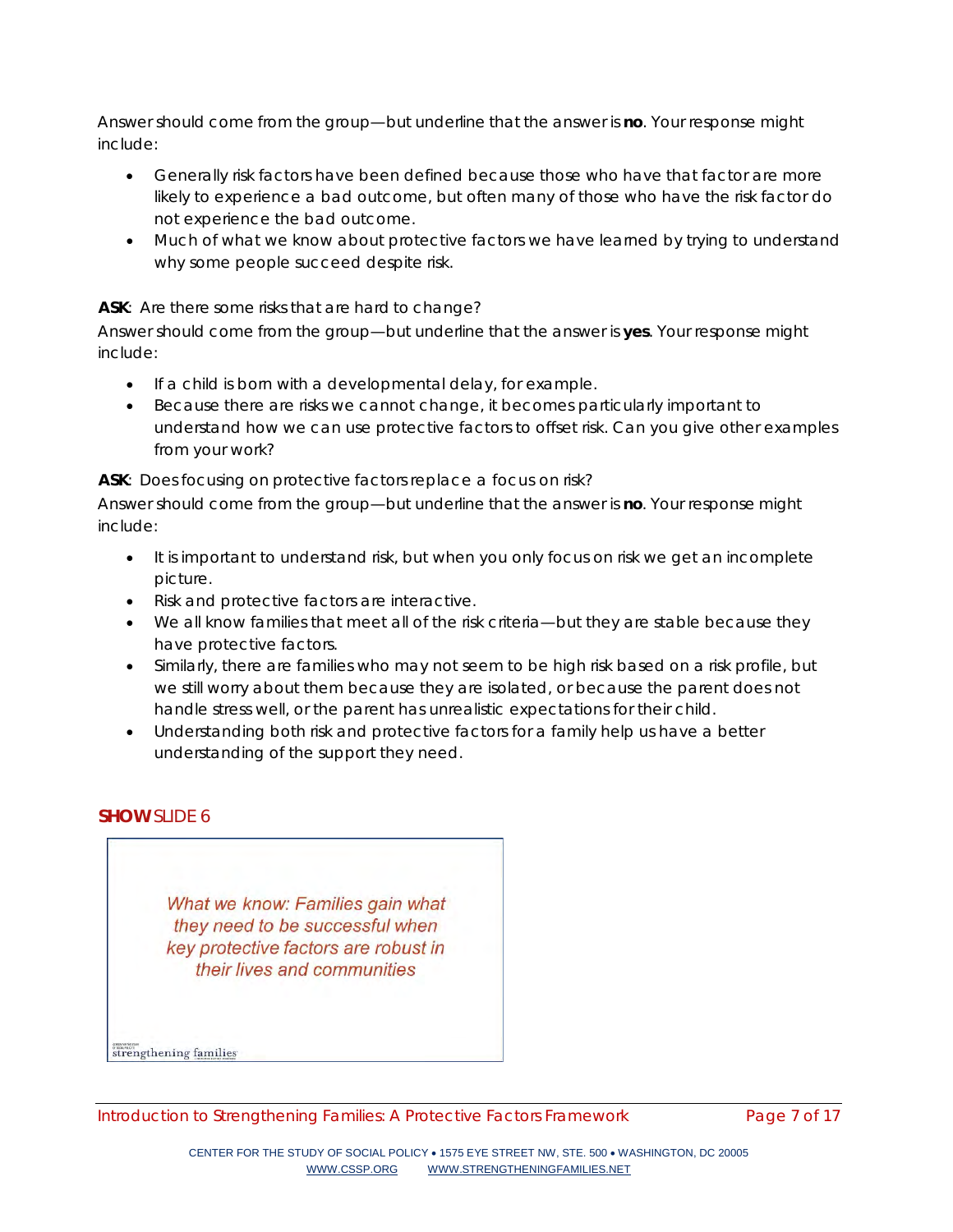Answer should come from the group—but underline that the answer is **no**. Your response might include:

- Generally risk factors have been defined because those who have that factor are more likely to experience a bad outcome, but often many of those who have the risk factor do not experience the bad outcome.
- Much of what we know about protective factors we have learned by trying to understand why some people succeed despite risk.

**ASK**: Are there some risks that are hard to change?

Answer should come from the group—but underline that the answer is **yes**. Your response might include:

- If a child is born with a developmental delay, for example.
- Because there are risks we cannot change, it becomes particularly important to understand how we can use protective factors to offset risk. Can you give other examples from your work?

**ASK**: Does focusing on protective factors replace a focus on risk?

Answer should come from the group—but underline that the answer is **no**. Your response might include:

- It is important to understand risk, but when you only focus on risk we get an incomplete picture.
- Risk and protective factors are interactive.
- We all know families that meet all of the risk criteria—but they are stable because they have protective factors.
- Similarly, there are families who may not seem to be high risk based on a risk profile, but we still worry about them because they are isolated, or because the parent does not handle stress well, or the parent has unrealistic expectations for their child.
- Understanding both risk and protective factors for a family help us have a better understanding of the support they need.

**SHOW** SLIDE 6

*What we know: Families gain what they need to be successful when key protective factors are robust in their lives and communities*

strengthening families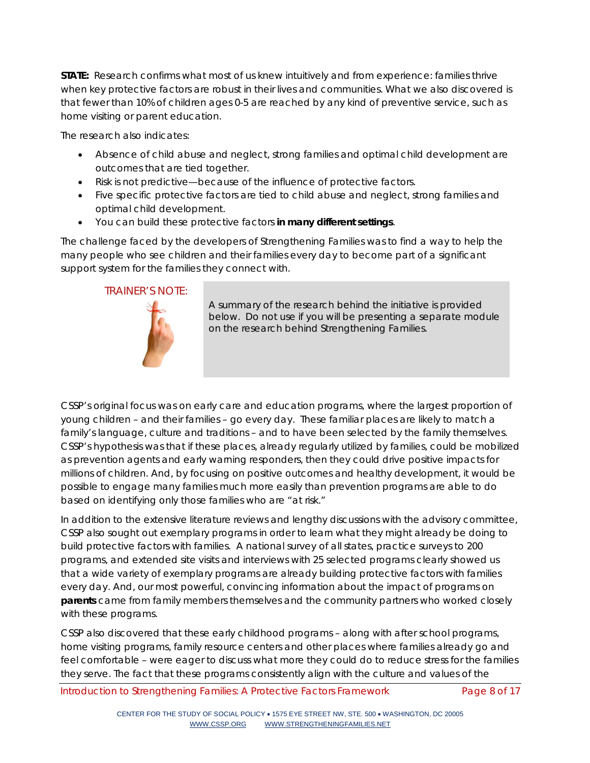**STATE:** Research confirms what most of us knew intuitively and from experience: families thrive when key protective factors are robust in their lives and communities. What we also discovered is that fewer than 10% of children ages 0-5 are reached by any kind of preventive service, such as home visiting or parent education.

The research also indicates:

- Absence of child abuse and neglect, strong families and optimal child development are outcomes that are tied together.
- Risk is not predictive—because of the influence of protective factors.
- Five specific protective factors are tied to child abuse and neglect, strong families and optimal child development.
- You can build these protective factors **in many different settings**.

The challenge faced by the developers of Strengthening Families was to find a way to help the many people who see children and their families every day to become part of a significant support system for the families they connect with.

TRAINER'S NOTE:

> A summary of the research behind the initiative is provided below. Do not use if you will be presenting a separate module on the research behind Strengthening Families.

CSSP's original focus was on early care and education programs, where the largest proportion of young children – and their families – go every day. These familiar places are likely to match a family's language, culture and traditions – and to have been selected by the family themselves. CSSP's hypothesis was that if these places, already regularly utilized by families, could be mobilized as prevention agents and early warning responders, then they could drive positive impacts for millions of children. And, by focusing on positive outcomes and healthy development, it would be possible to engage many families much more easily than prevention programs are able to do based on identifying only those families who are "at risk."

In addition to the extensive literature reviews and lengthy discussions with the advisory committee, CSSP also sought out exemplary programs in order to learn what they might already be doing to build protective factors with families. A national survey of all states, practice surveys to 200 programs, and extended site visits and interviews with 25 selected programs clearly showed us that a wide variety of exemplary programs are already building protective factors with families every day. And, our most powerful, convincing information about the impact of programs on **parents** came from family members themselves and the community partners who worked closely with these programs.

CSSP also discovered that these early childhood programs – along with after school programs, home visiting programs, family resource centers and other places where families already go and feel comfortable – were eager to discuss what more they could do to reduce stress for the families they serve. The fact that these programs consistently align with the culture and values of the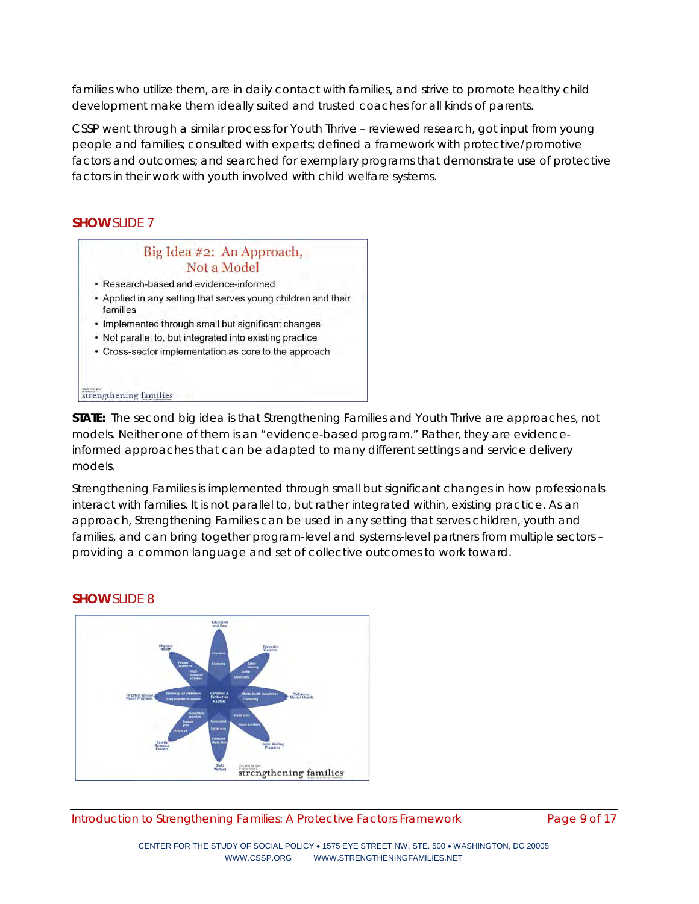families who utilize them, are in daily contact with families, and strive to promote healthy child development make them ideally suited and trusted coaches for all kinds of parents.

CSSP went through a similar process for Youth Thrive – reviewed research, got input from young people and families; consulted with experts; defined a framework with protective/promotive factors and outcomes; and searched for exemplary programs that demonstrate use of protective factors in their work with youth involved with child welfare systems.

**SHOW** SLIDE 7

Big Idea #2: An Approach, Not a Model

- Research-based and evidence-informed
- Applied in any setting that serves young children and their families
- Implemented through small but significant changes
- Not parallel to, but integrated into existing practice
- Cross-sector implementation as core to the approach

**STATE:** The second big idea is that Strengthening Families and Youth Thrive are approaches, not models. Neither one of them is an "evidence-based program." Rather, they are evidence-informed approaches that can be adapted to many different settings and service delivery models.

Strengthening Families is implemented through small but significant changes in how professionals interact with families. It is not parallel to, but rather integrated within, existing practice. As an approach, Strengthening Families can be used in any setting that serves children, youth and families, and can bring together program-level and systems-level partners from multiple sectors – providing a common language and set of collective outcomes to work toward.

**SHOW** SLIDE 8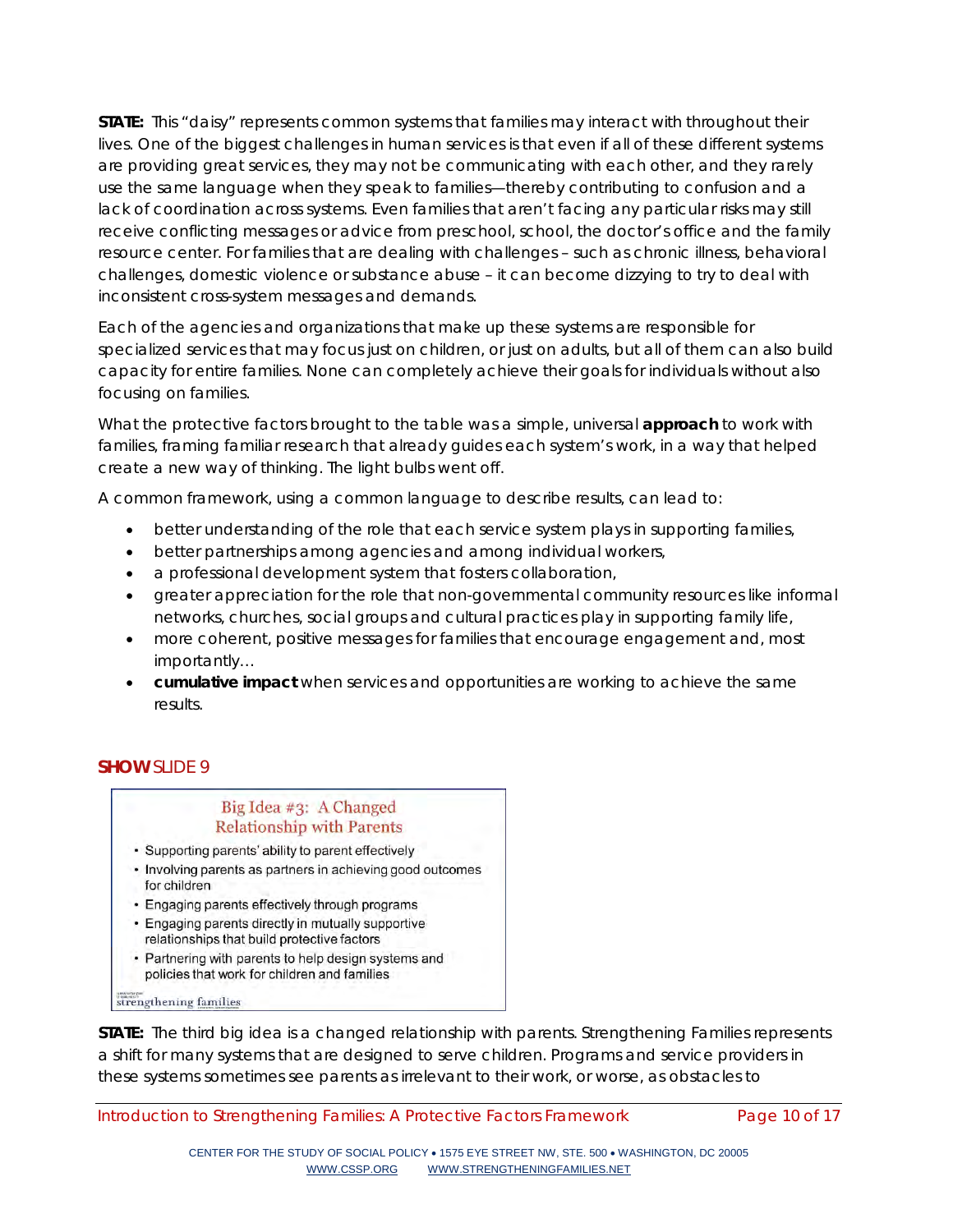**STATE:** This "daisy" represents common systems that families may interact with throughout their lives. One of the biggest challenges in human services is that even if all of these different systems are providing great services, they may not be communicating with each other, and they rarely use the same language when they speak to families—thereby contributing to confusion and a lack of coordination across systems. Even families that aren't facing any particular risks may still receive conflicting messages or advice from preschool, school, the doctor's office and the family resource center. For families that are dealing with challenges – such as chronic illness, behavioral challenges, domestic violence or substance abuse – it can become dizzying to try to deal with inconsistent cross-system messages and demands.

Each of the agencies and organizations that make up these systems are responsible for specialized services that may focus just on children, or just on adults, but all of them can also build capacity for entire families. None can completely achieve their goals for individuals without also focusing on families.

What the protective factors brought to the table was a simple, universal **approach** to work with families, framing familiar research that already guides each system's work, in a way that helped create a new way of thinking. The light bulbs went off.

A common framework, using a common language to describe results, can lead to:

- better understanding of the role that each service system plays in supporting families,
- better partnerships among agencies and among individual workers,
- a professional development system that fosters collaboration,
- greater appreciation for the role that non-governmental community resources like informal networks, churches, social groups and cultural practices play in supporting family life,
- more coherent, positive messages for families that encourage engagement and, most importantly…
- **cumulative impact** when services and opportunities are working to achieve the same results.

**SHOW** SLIDE 9

Big Idea #3: A Changed Relationship with Parents

- Supporting parents' ability to parent effectively
- Involving parents as partners in achieving good outcomes for children
- Engaging parents effectively through programs
- Engaging parents directly in mutually supportive relationships that build protective factors
- Partnering with parents to help design systems and policies that work for children and families

strengthening families

**STATE:** The third big idea is a changed relationship with parents. Strengthening Families represents a shift for many systems that are designed to serve children. Programs and service providers in these systems sometimes see parents as irrelevant to their work, or worse, as obstacles to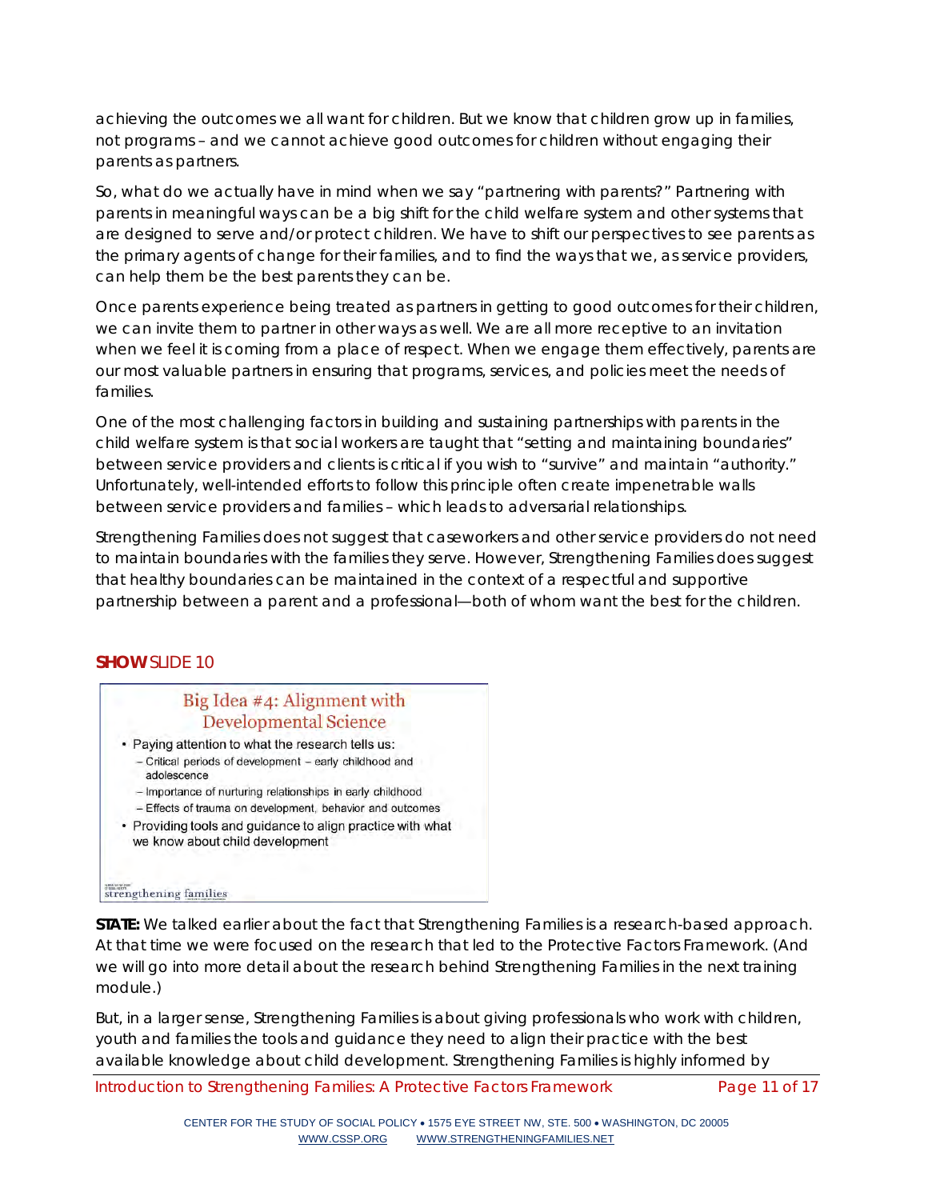achieving the outcomes we all want for children. But we know that children grow up in families, not programs – and we cannot achieve good outcomes for children without engaging their parents as partners.

So, what do we actually have in mind when we say "partnering with parents?" Partnering with parents in meaningful ways can be a big shift for the child welfare system and other systems that are designed to serve and/or protect children. We have to shift our perspectives to see parents as the primary agents of change for their families, and to find the ways that we, as service providers, can help them be the best parents they can be.

Once parents experience being treated as partners in getting to good outcomes for their children, we can invite them to partner in other ways as well. We are all more receptive to an invitation when we feel it is coming from a place of respect. When we engage them effectively, parents are our most valuable partners in ensuring that programs, services, and policies meet the needs of families.

One of the most challenging factors in building and sustaining partnerships with parents in the child welfare system is that social workers are taught that "setting and maintaining boundaries" between service providers and clients is critical if you wish to "survive" and maintain "authority." Unfortunately, well-intended efforts to follow this principle often create impenetrable walls between service providers and families – which leads to adversarial relationships.

Strengthening Families does not suggest that caseworkers and other service providers do not need to maintain boundaries with the families they serve. However, Strengthening Families does suggest that healthy boundaries can be maintained in the context of a respectful and supportive partnership between a parent and a professional—both of whom want the best for the children.

**SHOW** SLIDE 10

Big Idea #4: Alignment with Developmental Science

- Paying attention to what the research tells us:
  - Critical periods of development – early childhood and adolescence
  - Importance of nurturing relationships in early childhood
  - Effects of trauma on development, behavior and outcomes
- Providing tools and guidance to align practice with what we know about child development

strengthening families

**STATE:** We talked earlier about the fact that Strengthening Families is a research-based approach. At that time we were focused on the research that led to the Protective Factors Framework. (And we will go into more detail about the research behind Strengthening Families in the next training module.)

But, in a larger sense, Strengthening Families is about giving professionals who work with children, youth and families the tools and guidance they need to align their practice with the best available knowledge about child development. Strengthening Families is highly informed by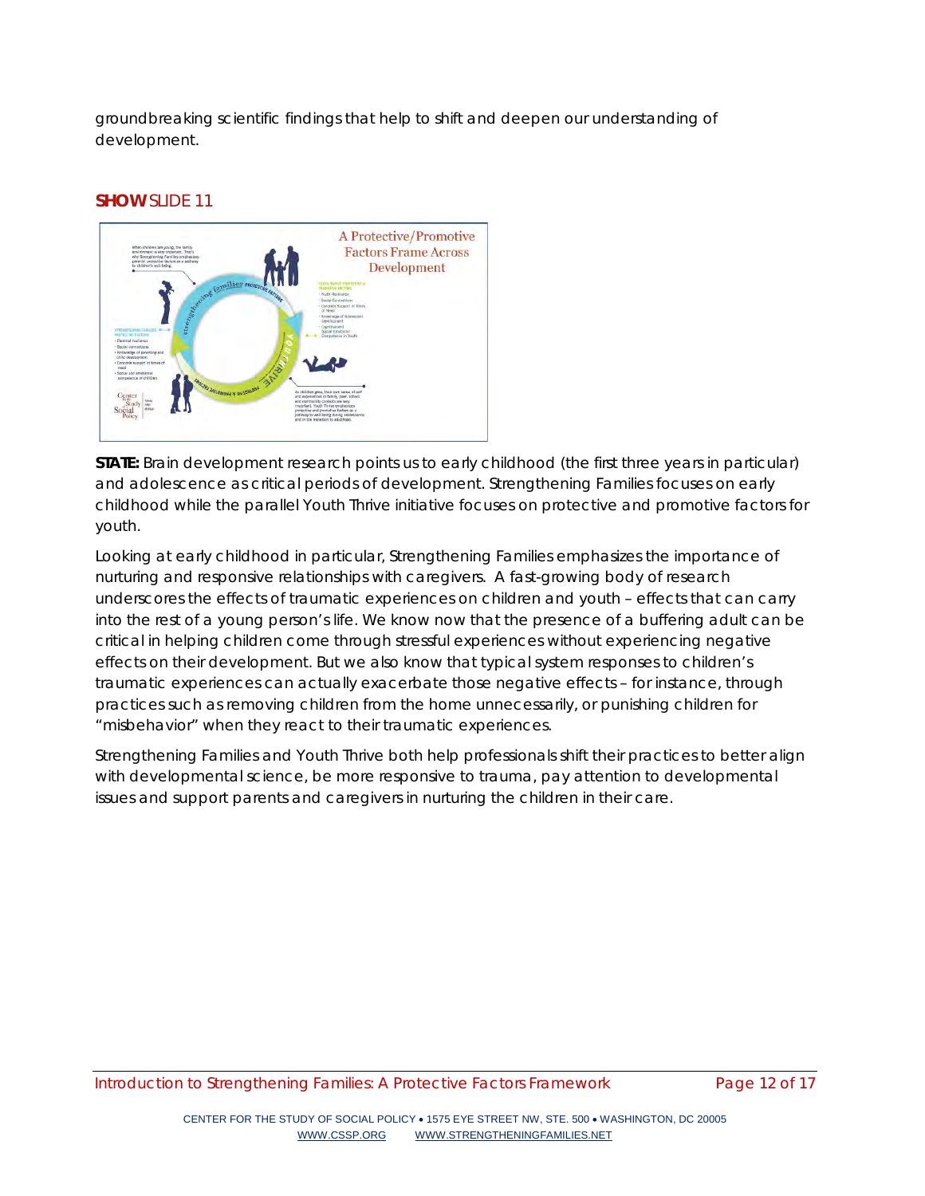groundbreaking scientific findings that help to shift and deepen our understanding of development.

**SHOW** SLIDE 11

**STATE:** Brain development research points us to early childhood (the first three years in particular) and adolescence as critical periods of development. Strengthening Families focuses on early childhood while the parallel Youth Thrive initiative focuses on protective and promotive factors for youth.

Looking at early childhood in particular, Strengthening Families emphasizes the importance of nurturing and responsive relationships with caregivers. A fast-growing body of research underscores the effects of traumatic experiences on children and youth – effects that can carry into the rest of a young person's life. We know now that the presence of a buffering adult can be critical in helping children come through stressful experiences without experiencing negative effects on their development. But we also know that typical system responses to children's traumatic experiences can actually exacerbate those negative effects – for instance, through practices such as removing children from the home unnecessarily, or punishing children for "misbehavior" when they react to their traumatic experiences.

Strengthening Families and Youth Thrive both help professionals shift their practices to better align with developmental science, be more responsive to trauma, pay attention to developmental issues and support parents and caregivers in nurturing the children in their care.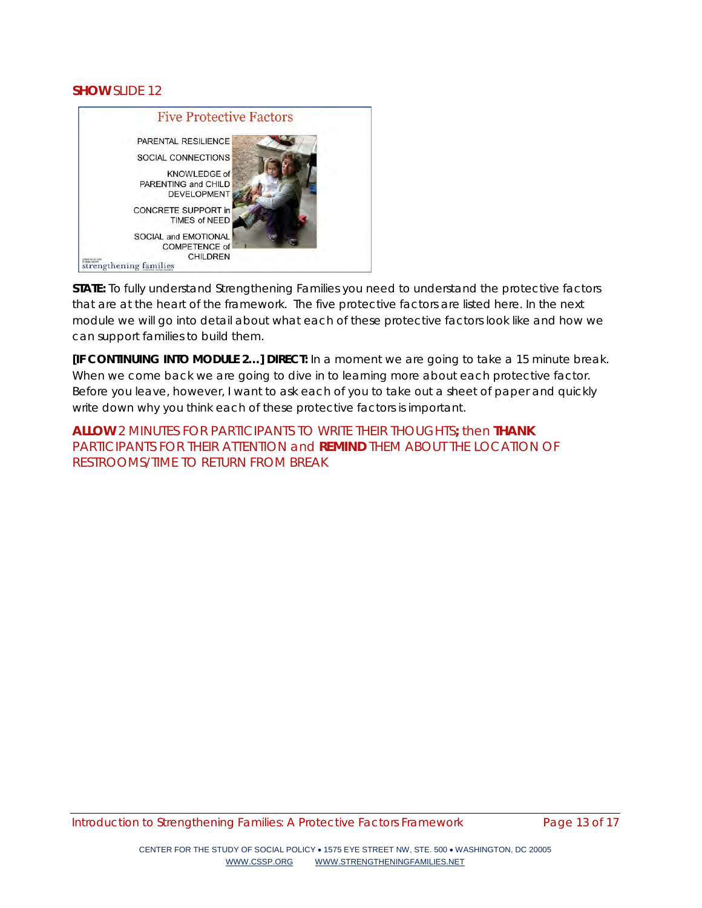**SHOW** SLIDE 12

Five Protective Factors

PARENTAL RESILIENCE

SOCIAL CONNECTIONS

KNOWLEDGE of PARENTING and CHILD DEVELOPMENT

CONCRETE SUPPORT in TIMES of NEED

SOCIAL and EMOTIONAL COMPETENCE of CHILDREN

strengthening families

**STATE:** To fully understand Strengthening Families you need to understand the protective factors that are at the heart of the framework. The five protective factors are listed here. In the next module we will go into detail about what each of these protective factors look like and how we can support families to build them.

**[IF CONTINUING INTO MODULE 2…] DIRECT:** In a moment we are going to take a 15 minute break. When we come back we are going to dive in to learning more about each protective factor. Before you leave, however, I want to ask each of you to take out a sheet of paper and quickly write down why you think each of these protective factors is important.

**ALLOW** 2 MINUTES FOR PARTICIPANTS TO WRITE THEIR THOUGHTS**;** then **THANK** PARTICIPANTS FOR THEIR ATTENTION and **REMIND** THEM ABOUT THE LOCATION OF RESTROOMS/TIME TO RETURN FROM BREAK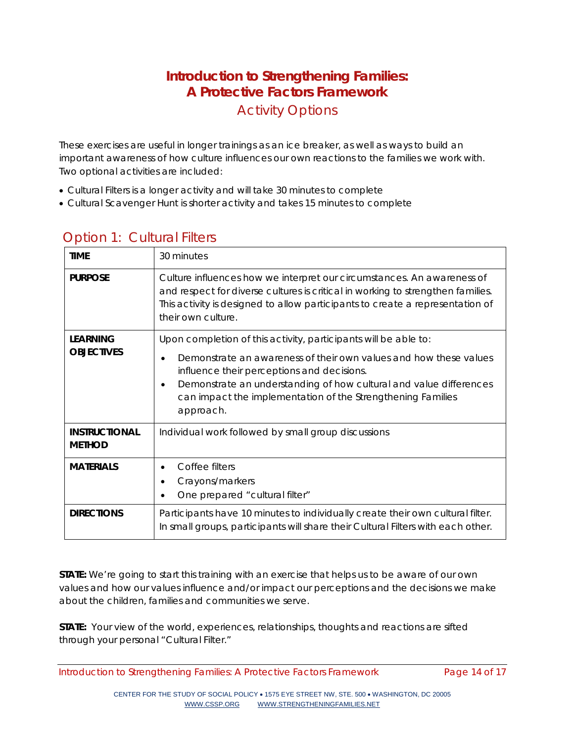# Introduction to Strengthening Families: A Protective Factors Framework

## Activity Options

These exercises are useful in longer trainings as an ice breaker, as well as ways to build an important awareness of how culture influences our own reactions to the families we work with. Two optional activities are included:

- Cultural Filters is a longer activity and will take 30 minutes to complete
- Cultural Scavenger Hunt is shorter activity and takes 15 minutes to complete

## Option 1: Cultural Filters

| | |
|---|---|
| **TIME** | 30 minutes |
| **PURPOSE** | Culture influences how we interpret our circumstances. An awareness of and respect for diverse cultures is critical in working to strengthen families. This activity is designed to allow participants to create a representation of their own culture. |
| **LEARNING OBJECTIVES** | Upon completion of this activity, participants will be able to:<br>• Demonstrate an awareness of their own values and how these values influence their perceptions and decisions.<br>• Demonstrate an understanding of how cultural and value differences can impact the implementation of the Strengthening Families approach. |
| **INSTRUCTIONAL METHOD** | Individual work followed by small group discussions |
| **MATERIALS** | • Coffee filters<br>• Crayons/markers<br>• One prepared "cultural filter" |
| **DIRECTIONS** | Participants have 10 minutes to individually create their own cultural filter. In small groups, participants will share their Cultural Filters with each other. |

**STATE:** We're going to start this training with an exercise that helps us to be aware of our own values and how our values influence and/or impact our perceptions and the decisions we make about the children, families and communities we serve.

**STATE:** Your view of the world, experiences, relationships, thoughts and reactions are sifted through your personal "Cultural Filter."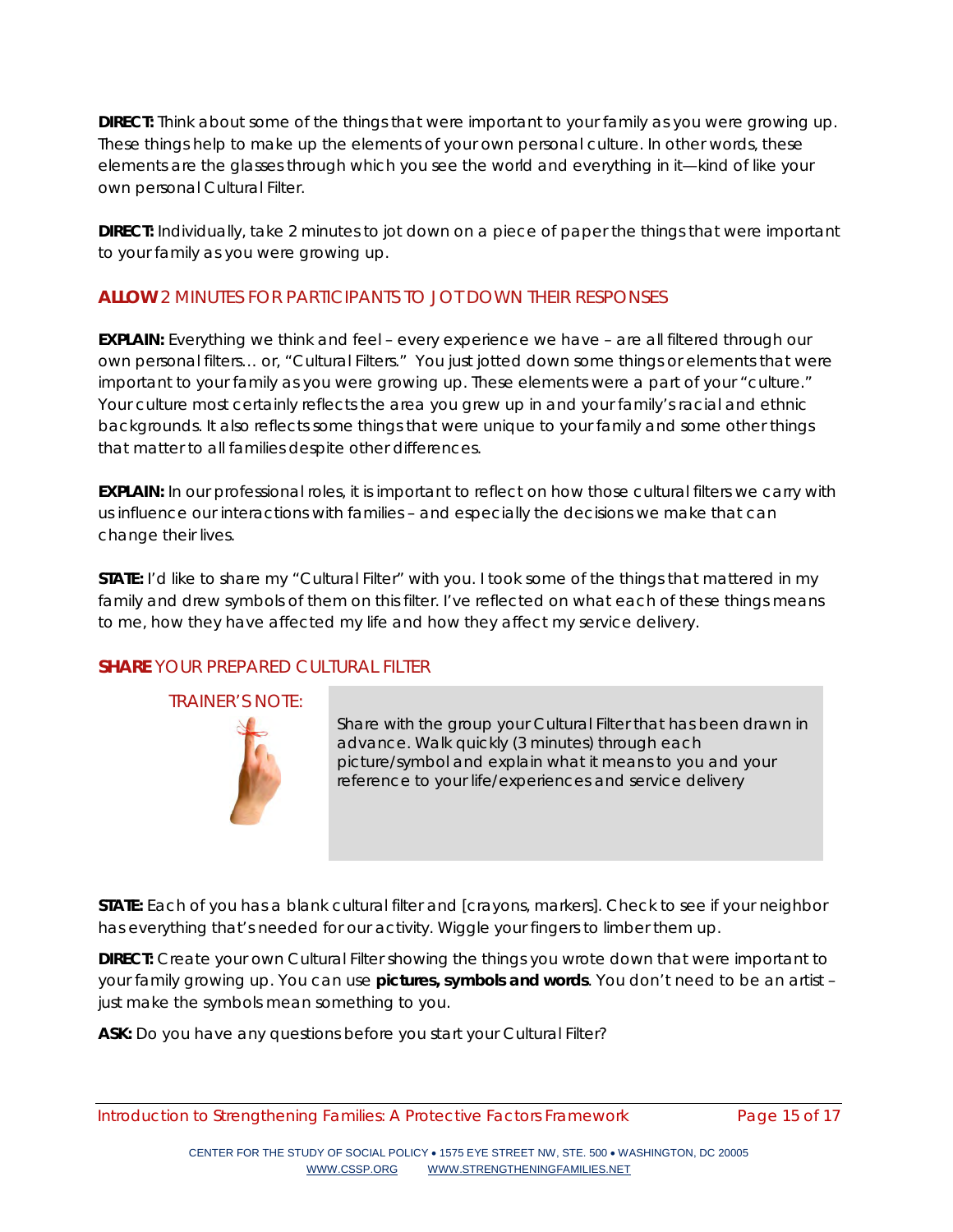**DIRECT:** Think about some of the things that were important to your family as you were growing up. These things help to make up the elements of your own personal culture. In other words, these elements are the glasses through which you see the world and everything in it—kind of like your own personal Cultural Filter.

**DIRECT:** Individually, take 2 minutes to jot down on a piece of paper the things that were important to your family as you were growing up.

**ALLOW** 2 MINUTES FOR PARTICIPANTS TO JOT DOWN THEIR RESPONSES

**EXPLAIN:** Everything we think and feel – every experience we have – are all filtered through our own personal filters… or, "Cultural Filters." You just jotted down some things or elements that were important to your family as you were growing up. These elements were a part of your "culture." Your culture most certainly reflects the area you grew up in and your family's racial and ethnic backgrounds. It also reflects some things that were unique to your family and some other things that matter to all families despite other differences.

**EXPLAIN:** In our professional roles, it is important to reflect on how those cultural filters we carry with us influence our interactions with families – and especially the decisions we make that can change their lives.

**STATE:** I'd like to share my "Cultural Filter" with you. I took some of the things that mattered in my family and drew symbols of them on this filter. I've reflected on what each of these things means to me, how they have affected my life and how they affect my service delivery.

**SHARE** YOUR PREPARED CULTURAL FILTER

TRAINER'S NOTE:

Share with the group your Cultural Filter that has been drawn in advance. Walk quickly (3 minutes) through each picture/symbol and explain what it means to you and your reference to your life/experiences and service delivery

**STATE:** Each of you has a blank cultural filter and [crayons, markers]. Check to see if your neighbor has everything that's needed for our activity. Wiggle your fingers to limber them up.

**DIRECT:** Create your own Cultural Filter showing the things you wrote down that were important to your family growing up. You can use **pictures, symbols and words**. You don't need to be an artist – just make the symbols mean something to you.

**ASK:** Do you have any questions before you start your Cultural Filter?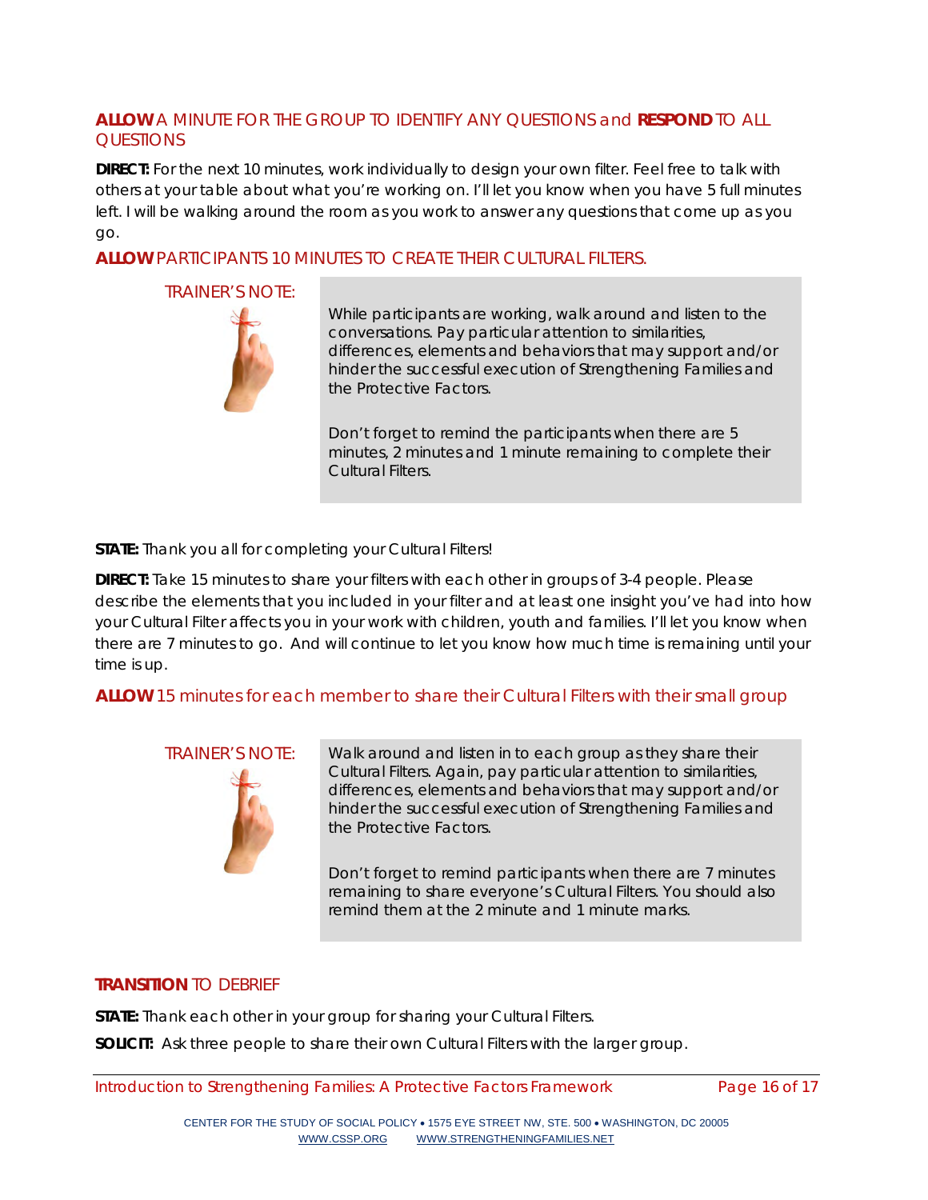**ALLOW** A MINUTE FOR THE GROUP TO IDENTIFY ANY QUESTIONS and **RESPOND** TO ALL QUESTIONS

**DIRECT:** For the next 10 minutes, work individually to design your own filter. Feel free to talk with others at your table about what you're working on. I'll let you know when you have 5 full minutes left. I will be walking around the room as you work to answer any questions that come up as you go.

**ALLOW** PARTICIPANTS 10 MINUTES TO CREATE THEIR CULTURAL FILTERS.

TRAINER'S NOTE:

> While participants are working, walk around and listen to the conversations. Pay particular attention to similarities, differences, elements and behaviors that may support and/or hinder the successful execution of Strengthening Families and the Protective Factors.
>
> Don't forget to remind the participants when there are 5 minutes, 2 minutes and 1 minute remaining to complete their Cultural Filters.

**STATE:** Thank you all for completing your Cultural Filters!

**DIRECT:** Take 15 minutes to share your filters with each other in groups of 3-4 people. Please describe the elements that you included in your filter and at least one insight you've had into how your Cultural Filter affects you in your work with children, youth and families. I'll let you know when there are 7 minutes to go. And will continue to let you know how much time is remaining until your time is up.

**ALLOW** 15 minutes for each member to share their Cultural Filters with their small group

TRAINER'S NOTE:

> Walk around and listen in to each group as they share their Cultural Filters. Again, pay particular attention to similarities, differences, elements and behaviors that may support and/or hinder the successful execution of Strengthening Families and the Protective Factors.
>
> Don't forget to remind participants when there are 7 minutes remaining to share everyone's Cultural Filters. You should also remind them at the 2 minute and 1 minute marks.

**TRANSITION** TO DEBRIEF

**STATE:** Thank each other in your group for sharing your Cultural Filters.

**SOLICIT:** Ask three people to share their own Cultural Filters with the larger group.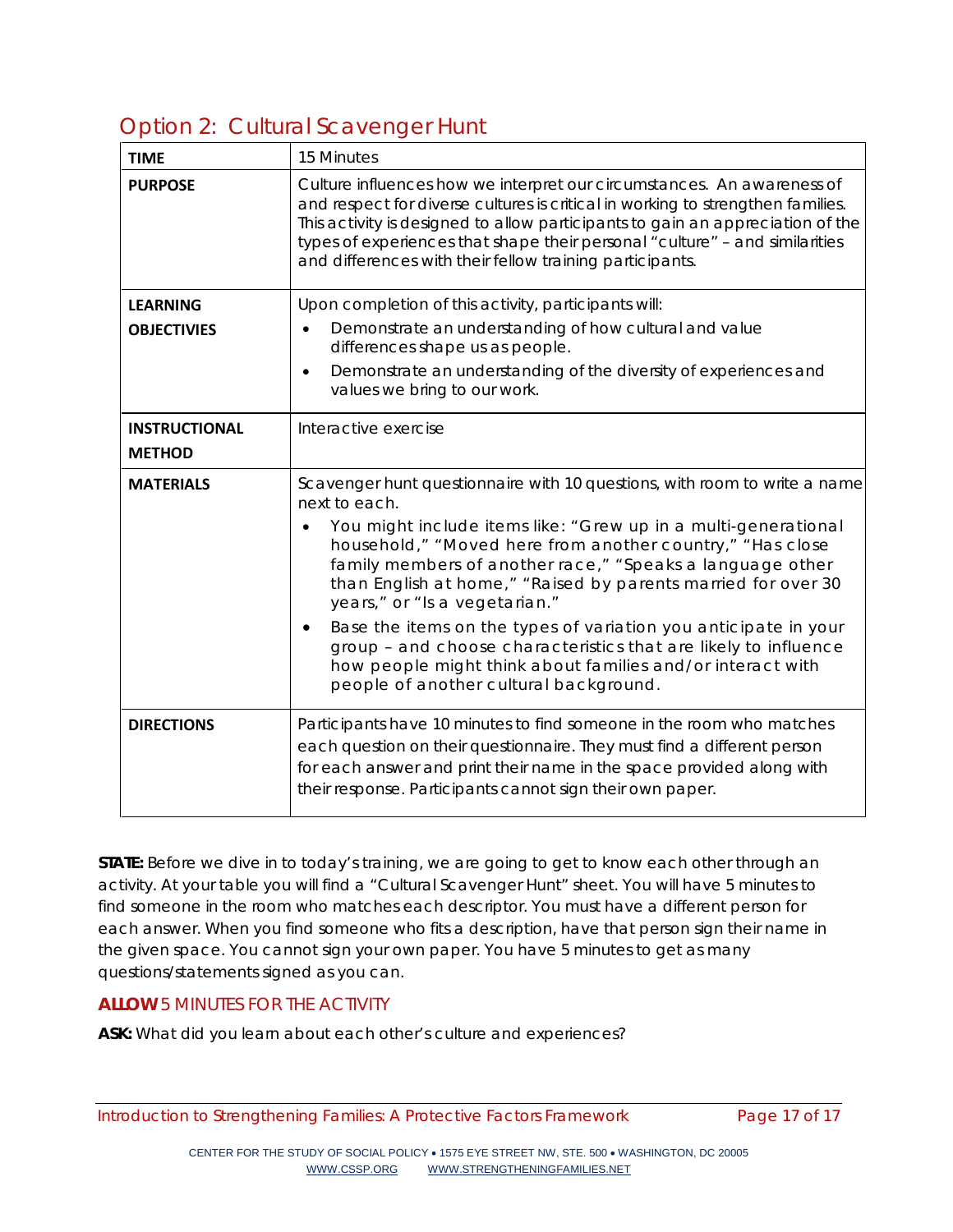## Option 2: Cultural Scavenger Hunt

| | |
|---|---|
| **TIME** | 15 Minutes |
| **PURPOSE** | Culture influences how we interpret our circumstances. An awareness of and respect for diverse cultures is critical in working to strengthen families. This activity is designed to allow participants to gain an appreciation of the types of experiences that shape their personal "culture" – and similarities and differences with their fellow training participants. |
| **LEARNING OBJECTIVIES** | Upon completion of this activity, participants will: <br>• Demonstrate an understanding of how cultural and value differences shape us as people. <br>• Demonstrate an understanding of the diversity of experiences and values we bring to our work. |
| **INSTRUCTIONAL METHOD** | Interactive exercise |
| **MATERIALS** | Scavenger hunt questionnaire with 10 questions, with room to write a name next to each. <br>• You might include items like: "Grew up in a multi-generational household," "Moved here from another country," "Has close family members of another race," "Speaks a language other than English at home," "Raised by parents married for over 30 years," or "Is a vegetarian." <br>• Base the items on the types of variation you anticipate in your group – and choose characteristics that are likely to influence how people might think about families and/or interact with people of another cultural background. |
| **DIRECTIONS** | Participants have 10 minutes to find someone in the room who matches each question on their questionnaire. They must find a different person for each answer and print their name in the space provided along with their response. Participants cannot sign their own paper. |

**STATE:** Before we dive in to today's training, we are going to get to know each other through an activity. At your table you will find a "Cultural Scavenger Hunt" sheet. You will have 5 minutes to find someone in the room who matches each descriptor. You must have a different person for each answer. When you find someone who fits a description, have that person sign their name in the given space. You cannot sign your own paper. You have 5 minutes to get as many questions/statements signed as you can.

**ALLOW** 5 MINUTES FOR THE ACTIVITY

**ASK:** What did you learn about each other's culture and experiences?